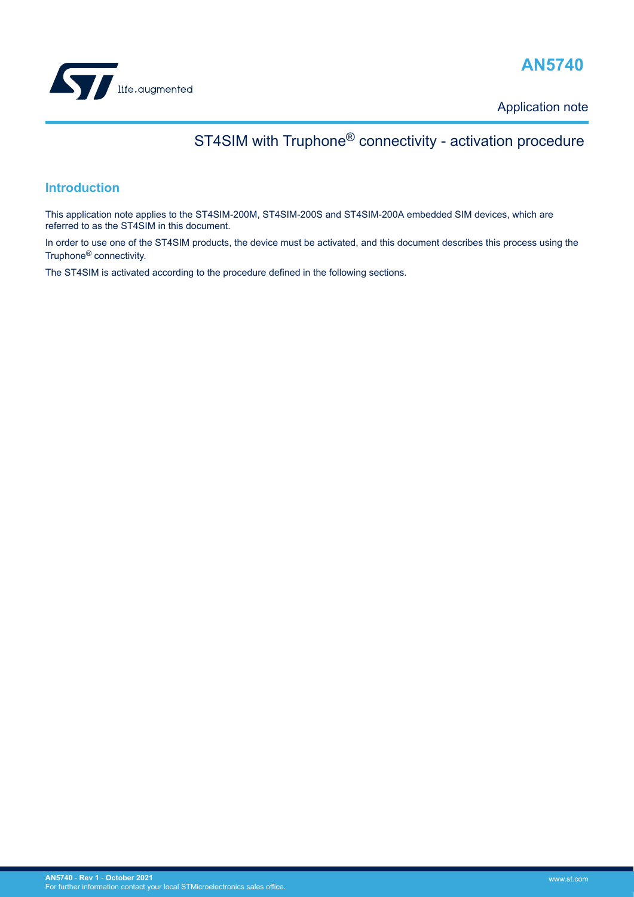# AN5740

Application note

## ST4SIM with Truphone® connectivity - activation procedure

### Introduction

This application note applies to the ST4SIM-200M, ST4SIM-200S and ST4SIM-200A embedded SIM devices, which are referred to as the ST4SIM in this document.

In order to use one of the ST4SIM products, the device must be activated, and this document describes this process using the Truphone® connectivity.

The ST4SIM is activated according to the procedure defined in the following sections.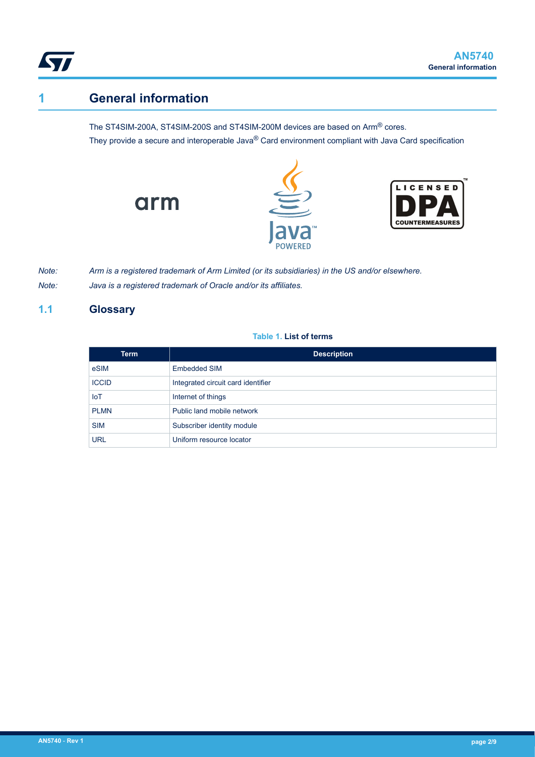# 1 General information

The ST4SIM-200A, ST4SIM-200S and ST4SIM-200M devices are based on Arm® cores.

They provide a secure and interoperable Java® Card environment compliant with Java Card specification

*Note: Arm is a registered trademark of Arm Limited (or its subsidiaries) in the US and/or elsewhere.*

*Note: Java is a registered trademark of Oracle and/or its affiliates.*

## 1.1 Glossary

**Table 1. List of terms**

| Term | Description |
| --- | --- |
| eSIM | Embedded SIM |
| ICCID | Integrated circuit card identifier |
| IoT | Internet of things |
| PLMN | Public land mobile network |
| SIM | Subscriber identity module |
| URL | Uniform resource locator |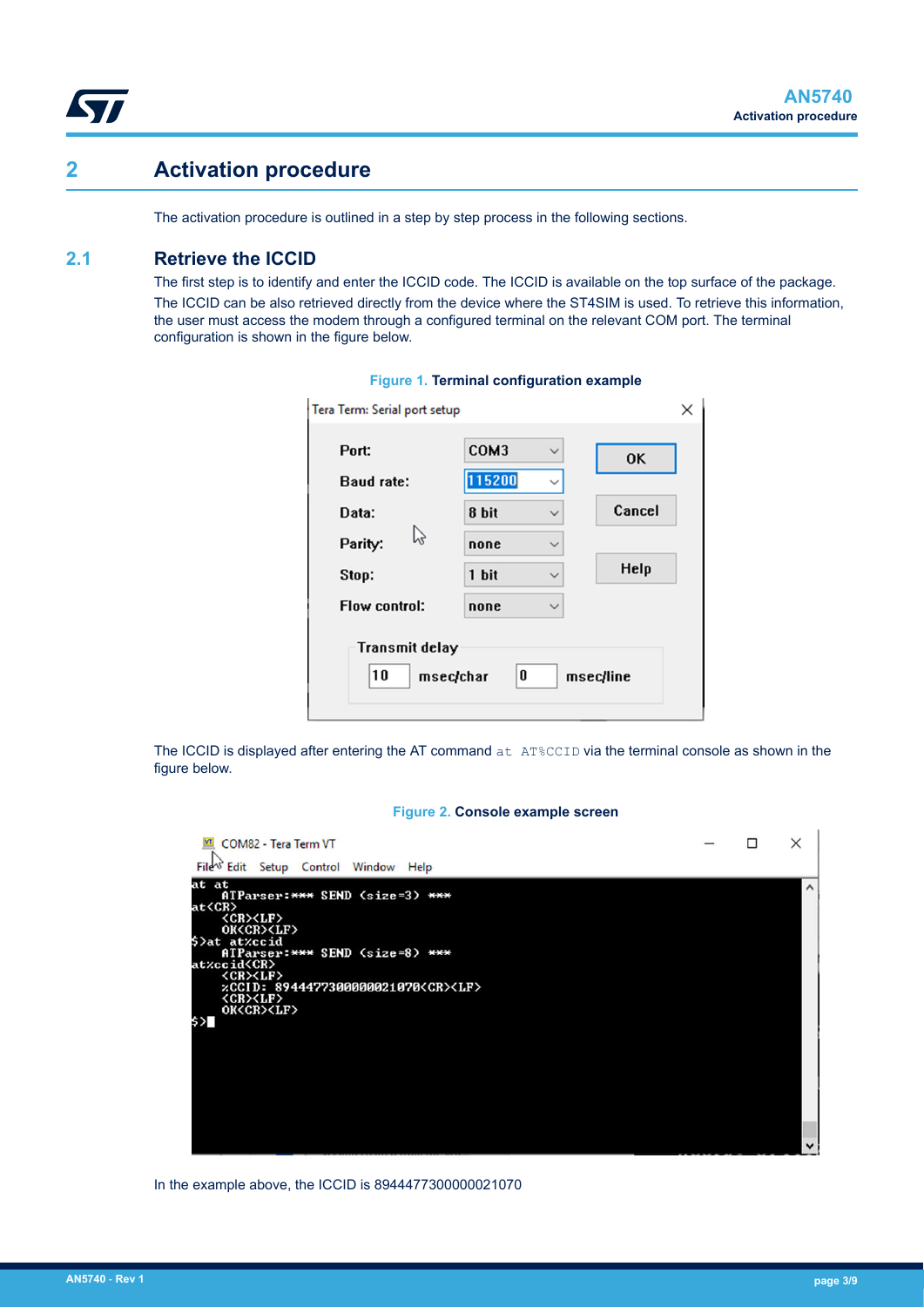# 2 Activation procedure

The activation procedure is outlined in a step by step process in the following sections.

## 2.1 Retrieve the ICCID

The first step is to identify and enter the ICCID code. The ICCID is available on the top surface of the package.

The ICCID can be also retrieved directly from the device where the ST4SIM is used. To retrieve this information, the user must access the modem through a configured terminal on the relevant COM port. The terminal configuration is shown in the figure below.

**Figure 1. Terminal configuration example**

The ICCID is displayed after entering the AT command `at AT%CCID` via the terminal console as shown in the figure below.

**Figure 2. Console example screen**

In the example above, the ICCID is 8944477300000021070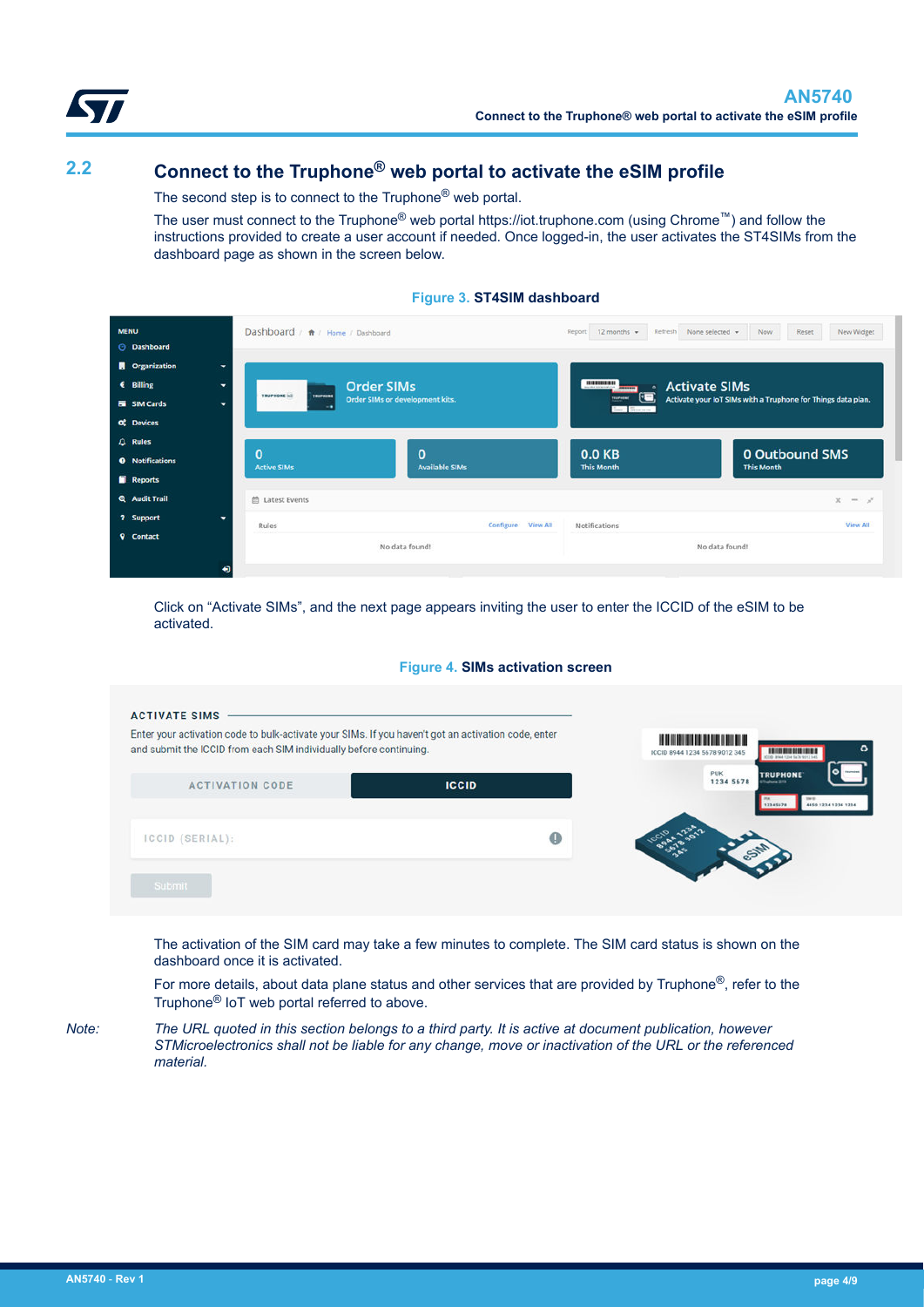## 2.2 Connect to the Truphone® web portal to activate the eSIM profile

The second step is to connect to the Truphone® web portal.

The user must connect to the Truphone® web portal https://iot.truphone.com (using Chrome™) and follow the instructions provided to create a user account if needed. Once logged-in, the user activates the ST4SIMs from the dashboard page as shown in the screen below.

**Figure 3. ST4SIM dashboard**

Click on "Activate SIMs", and the next page appears inviting the user to enter the ICCID of the eSIM to be activated.

**Figure 4. SIMs activation screen**

The activation of the SIM card may take a few minutes to complete. The SIM card status is shown on the dashboard once it is activated.

For more details, about data plane status and other services that are provided by Truphone®, refer to the Truphone® IoT web portal referred to above.

*Note: The URL quoted in this section belongs to a third party. It is active at document publication, however STMicroelectronics shall not be liable for any change, move or inactivation of the URL or the referenced material.*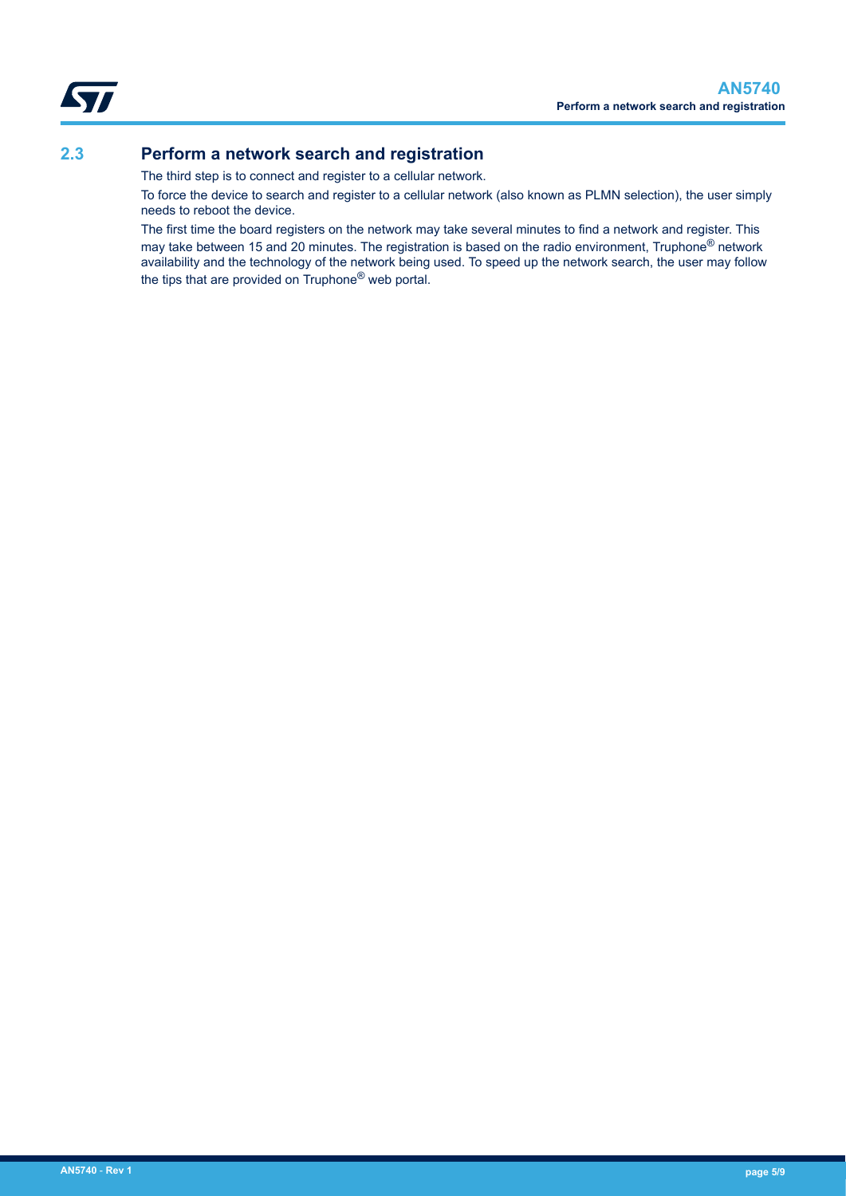## 2.3 Perform a network search and registration

The third step is to connect and register to a cellular network.

To force the device to search and register to a cellular network (also known as PLMN selection), the user simply needs to reboot the device.

The first time the board registers on the network may take several minutes to find a network and register. This may take between 15 and 20 minutes. The registration is based on the radio environment, Truphone® network availability and the technology of the network being used. To speed up the network search, the user may follow the tips that are provided on Truphone® web portal.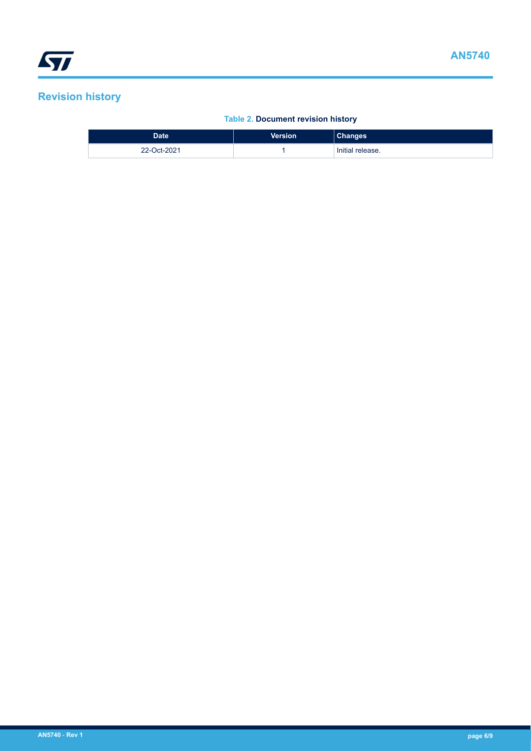## Revision history

**Table 2. Document revision history**

| Date | Version | Changes |
| --- | --- | --- |
| 22-Oct-2021 | 1 | Initial release. |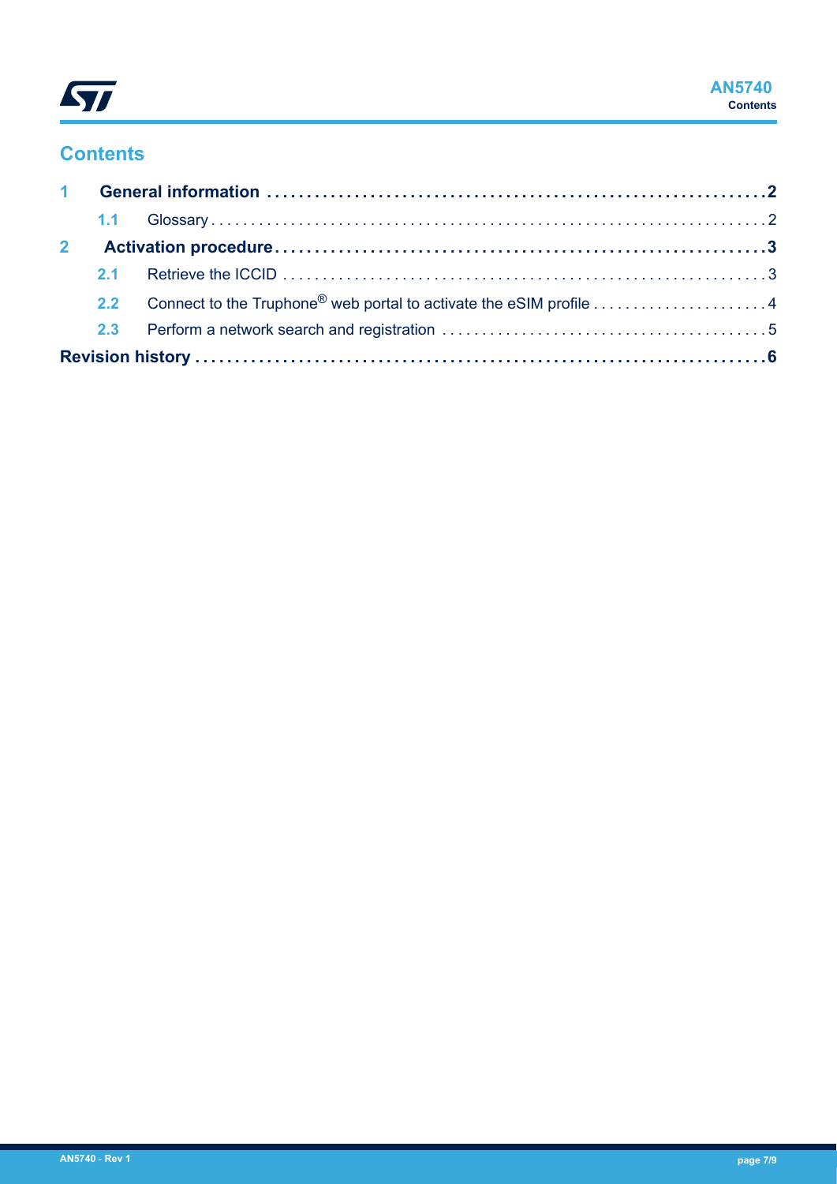## Contents

- **1 General information** ..... **2**
  - 1.1 Glossary ..... 2
- **2 Activation procedure** ..... **3**
  - 2.1 Retrieve the ICCID ..... 3
  - 2.2 Connect to the Truphone® web portal to activate the eSIM profile ..... 4
  - 2.3 Perform a network search and registration ..... 5
- **Revision history** ..... **6**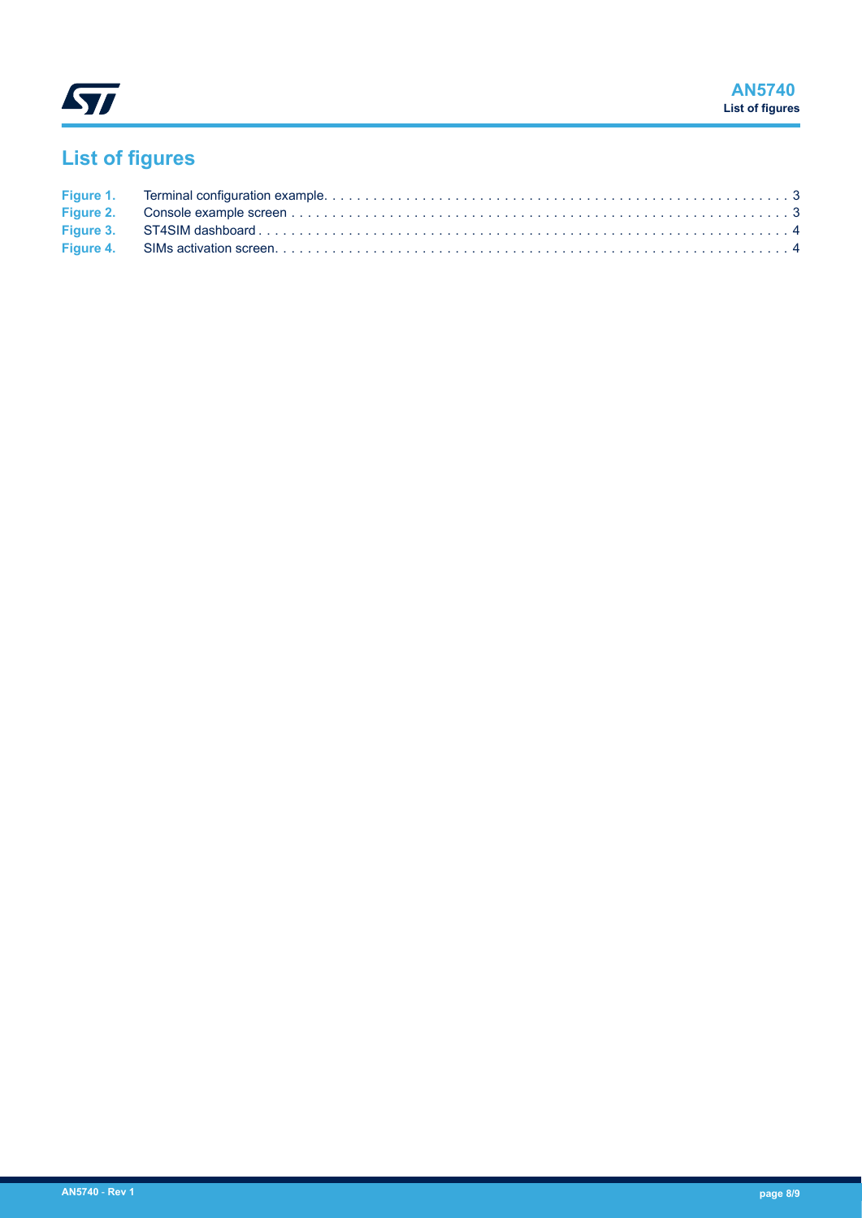# List of figures

| | | |
|---|---|---|
| Figure 1. | Terminal configuration example | 3 |
| Figure 2. | Console example screen | 3 |
| Figure 3. | ST4SIM dashboard | 4 |
| Figure 4. | SIMs activation screen | 4 |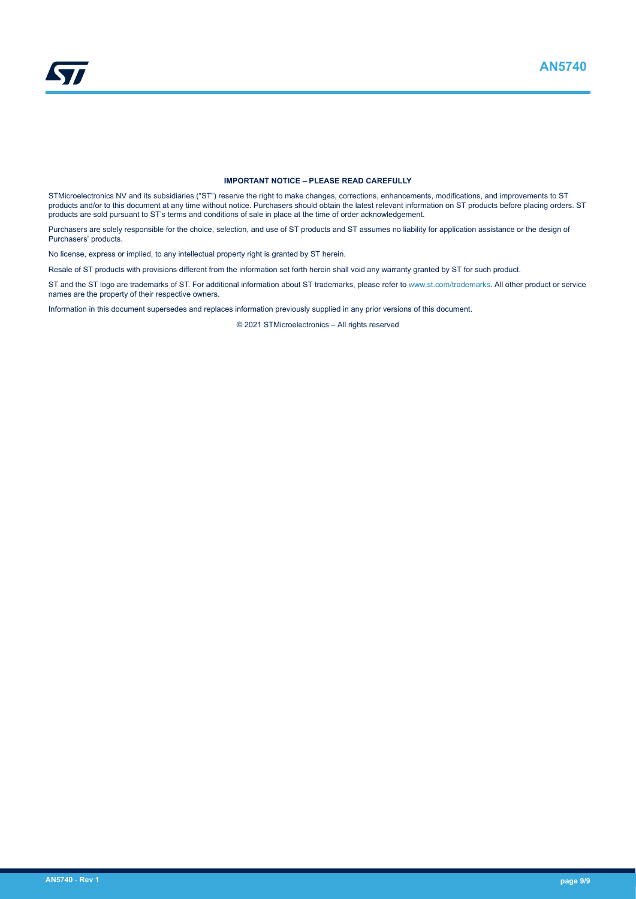**IMPORTANT NOTICE – PLEASE READ CAREFULLY**

STMicroelectronics NV and its subsidiaries ("ST") reserve the right to make changes, corrections, enhancements, modifications, and improvements to ST products and/or to this document at any time without notice. Purchasers should obtain the latest relevant information on ST products before placing orders. ST products are sold pursuant to ST's terms and conditions of sale in place at the time of order acknowledgement.

Purchasers are solely responsible for the choice, selection, and use of ST products and ST assumes no liability for application assistance or the design of Purchasers' products.

No license, express or implied, to any intellectual property right is granted by ST herein.

Resale of ST products with provisions different from the information set forth herein shall void any warranty granted by ST for such product.

ST and the ST logo are trademarks of ST. For additional information about ST trademarks, please refer to www.st.com/trademarks. All other product or service names are the property of their respective owners.

Information in this document supersedes and replaces information previously supplied in any prior versions of this document.

© 2021 STMicroelectronics – All rights reserved